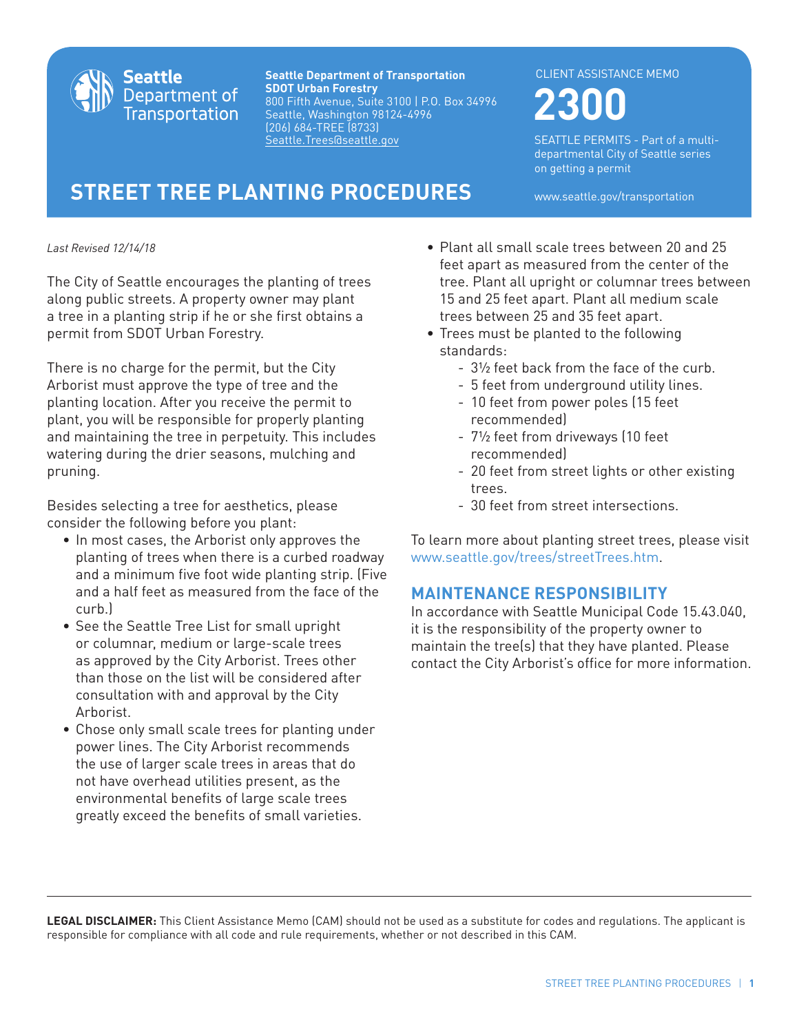Seattle Department of Transportation

**Seattle Department of Transportation**
**SDOT Urban Forestry**
800 Fifth Avenue, Suite 3100 | P.O. Box 34996
Seattle, Washington 98124-4996
(206) 684-TREE (8733)
Seattle.Trees@seattle.gov

CLIENT ASSISTANCE MEMO

**2300**

SEATTLE PERMITS - Part of a multi-departmental City of Seattle series on getting a permit

www.seattle.gov/transportation

# STREET TREE PLANTING PROCEDURES

*Last Revised 12/14/18*

The City of Seattle encourages the planting of trees along public streets. A property owner may plant a tree in a planting strip if he or she first obtains a permit from SDOT Urban Forestry.

There is no charge for the permit, but the City Arborist must approve the type of tree and the planting location. After you receive the permit to plant, you will be responsible for properly planting and maintaining the tree in perpetuity. This includes watering during the drier seasons, mulching and pruning.

Besides selecting a tree for aesthetics, please consider the following before you plant:

- In most cases, the Arborist only approves the planting of trees when there is a curbed roadway and a minimum five foot wide planting strip. (Five and a half feet as measured from the face of the curb.)
- See the Seattle Tree List for small upright or columnar, medium or large-scale trees as approved by the City Arborist. Trees other than those on the list will be considered after consultation with and approval by the City Arborist.
- Chose only small scale trees for planting under power lines. The City Arborist recommends the use of larger scale trees in areas that do not have overhead utilities present, as the environmental benefits of large scale trees greatly exceed the benefits of small varieties.
- Plant all small scale trees between 20 and 25 feet apart as measured from the center of the tree. Plant all upright or columnar trees between 15 and 25 feet apart. Plant all medium scale trees between 25 and 35 feet apart.
- Trees must be planted to the following standards:
  - 3½ feet back from the face of the curb.
  - 5 feet from underground utility lines.
  - 10 feet from power poles (15 feet recommended)
  - 7½ feet from driveways (10 feet recommended)
  - 20 feet from street lights or other existing trees.
  - 30 feet from street intersections.

To learn more about planting street trees, please visit www.seattle.gov/trees/streetTrees.htm.

## MAINTENANCE RESPONSIBILITY

In accordance with Seattle Municipal Code 15.43.040, it is the responsibility of the property owner to maintain the tree(s) that they have planted. Please contact the City Arborist's office for more information.

**LEGAL DISCLAIMER:** This Client Assistance Memo (CAM) should not be used as a substitute for codes and regulations. The applicant is responsible for compliance with all code and rule requirements, whether or not described in this CAM.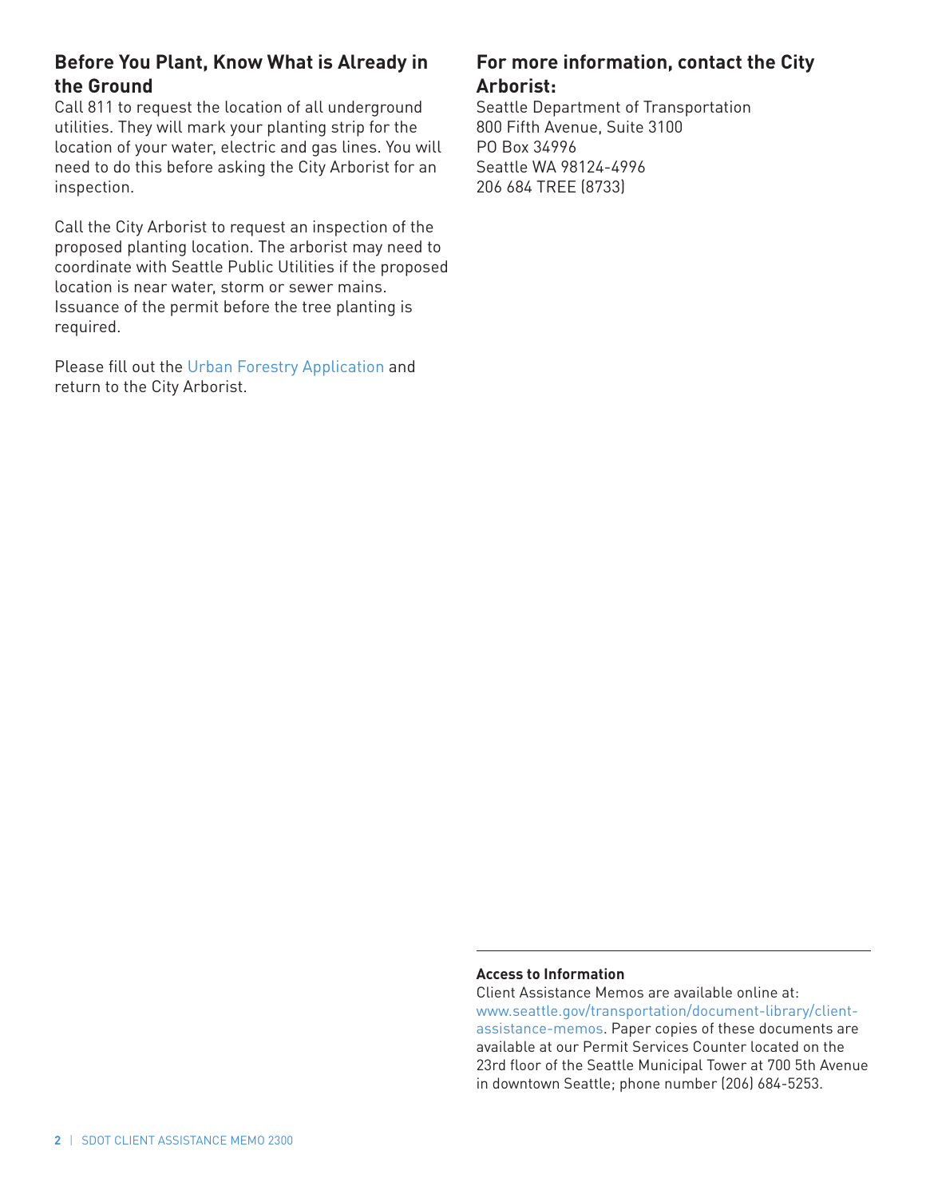## Before You Plant, Know What is Already in the Ground

Call 811 to request the location of all underground utilities. They will mark your planting strip for the location of your water, electric and gas lines. You will need to do this before asking the City Arborist for an inspection.

Call the City Arborist to request an inspection of the proposed planting location. The arborist may need to coordinate with Seattle Public Utilities if the proposed location is near water, storm or sewer mains. Issuance of the permit before the tree planting is required.

Please fill out the Urban Forestry Application and return to the City Arborist.

## For more information, contact the City Arborist:

Seattle Department of Transportation
800 Fifth Avenue, Suite 3100
PO Box 34996
Seattle WA 98124-4996
206 684 TREE (8733)

---

**Access to Information**
Client Assistance Memos are available online at: www.seattle.gov/transportation/document-library/client-assistance-memos. Paper copies of these documents are available at our Permit Services Counter located on the 23rd floor of the Seattle Municipal Tower at 700 5th Avenue in downtown Seattle; phone number (206) 684-5253.